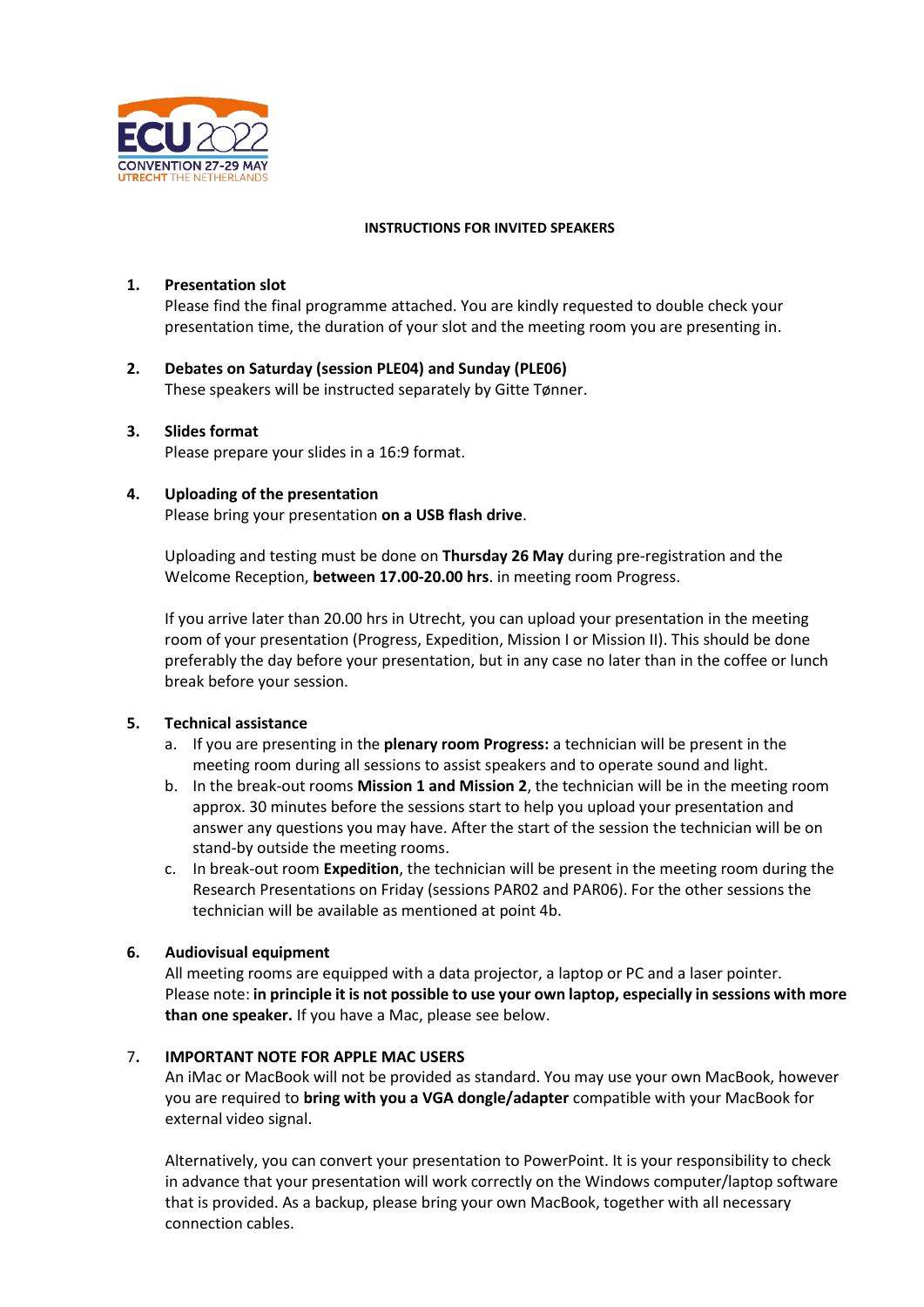ECU 2022
CONVENTION 27-29 MAY
UTRECHT THE NETHERLANDS

# INSTRUCTIONS FOR INVITED SPEAKERS

1. **Presentation slot**
   Please find the final programme attached. You are kindly requested to double check your presentation time, the duration of your slot and the meeting room you are presenting in.

2. **Debates on Saturday (session PLE04) and Sunday (PLE06)**
   These speakers will be instructed separately by Gitte Tønner.

3. **Slides format**
   Please prepare your slides in a 16:9 format.

4. **Uploading of the presentation**
   Please bring your presentation **on a USB flash drive**.

   Uploading and testing must be done on **Thursday 26 May** during pre-registration and the Welcome Reception, **between 17.00-20.00 hrs**. in meeting room Progress.

   If you arrive later than 20.00 hrs in Utrecht, you can upload your presentation in the meeting room of your presentation (Progress, Expedition, Mission I or Mission II). This should be done preferably the day before your presentation, but in any case no later than in the coffee or lunch break before your session.

5. **Technical assistance**
   a. If you are presenting in the **plenary room Progress:** a technician will be present in the meeting room during all sessions to assist speakers and to operate sound and light.
   b. In the break-out rooms **Mission 1 and Mission 2**, the technician will be in the meeting room approx. 30 minutes before the sessions start to help you upload your presentation and answer any questions you may have. After the start of the session the technician will be on stand-by outside the meeting rooms.
   c. In break-out room **Expedition**, the technician will be present in the meeting room during the Research Presentations on Friday (sessions PAR02 and PAR06). For the other sessions the technician will be available as mentioned at point 4b.

6. **Audiovisual equipment**
   All meeting rooms are equipped with a data projector, a laptop or PC and a laser pointer. Please note: **in principle it is not possible to use your own laptop, especially in sessions with more than one speaker.** If you have a Mac, please see below.

7. **IMPORTANT NOTE FOR APPLE MAC USERS**
   An iMac or MacBook will not be provided as standard. You may use your own MacBook, however you are required to **bring with you a VGA dongle/adapter** compatible with your MacBook for external video signal.

   Alternatively, you can convert your presentation to PowerPoint. It is your responsibility to check in advance that your presentation will work correctly on the Windows computer/laptop software that is provided. As a backup, please bring your own MacBook, together with all necessary connection cables.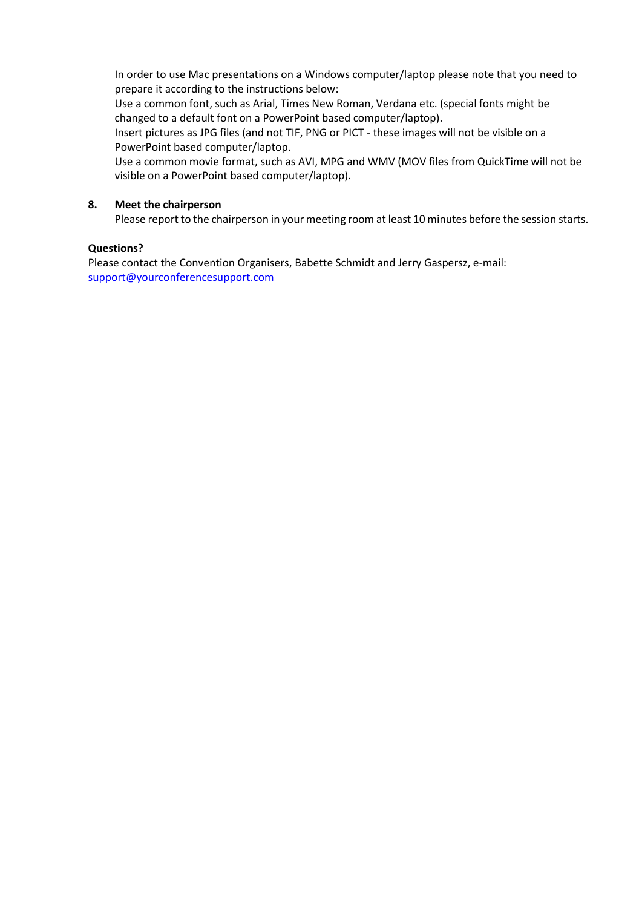In order to use Mac presentations on a Windows computer/laptop please note that you need to prepare it according to the instructions below:

Use a common font, such as Arial, Times New Roman, Verdana etc. (special fonts might be changed to a default font on a PowerPoint based computer/laptop).

Insert pictures as JPG files (and not TIF, PNG or PICT - these images will not be visible on a PowerPoint based computer/laptop.

Use a common movie format, such as AVI, MPG and WMV (MOV files from QuickTime will not be visible on a PowerPoint based computer/laptop).

**8. Meet the chairperson**

Please report to the chairperson in your meeting room at least 10 minutes before the session starts.

**Questions?**

Please contact the Convention Organisers, Babette Schmidt and Jerry Gaspersz, e-mail: support@yourconferencesupport.com